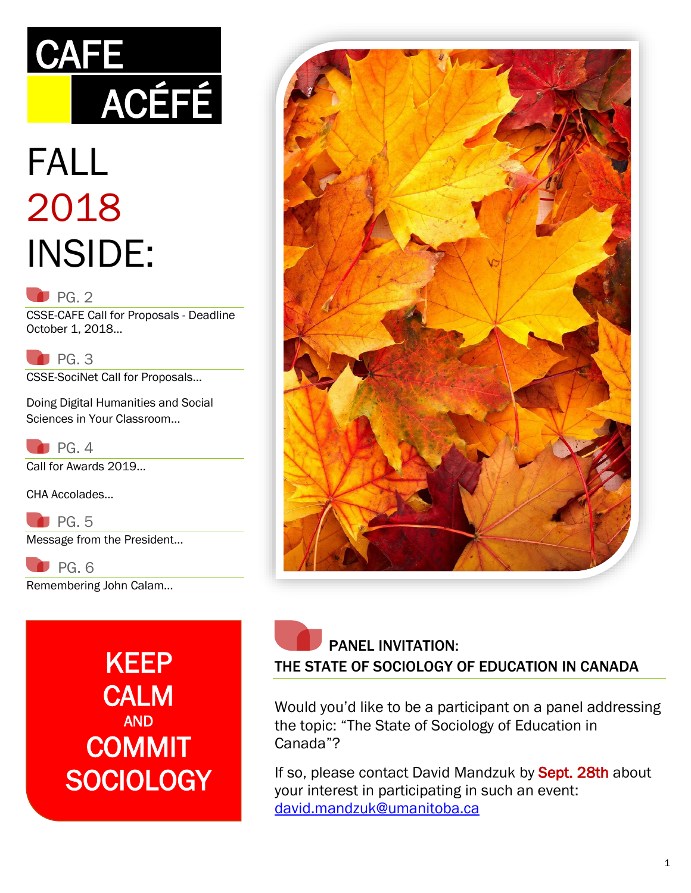# CAFE ACÉFÉ

# FALL 2018 INSIDE:

**PG. 2**

CSSE-CAFE Call for Proposals - Deadline October 1, 2018…

**PG. 3**

CSSE-SociNet Call for Proposals…

Doing Digital Humanities and Social Sciences in Your Classroom…

**PG. 4**

Call for Awards 2019…

CHA Accolades…

**PG. 5**

Message from the President…

**PG. 6**

Remembering John Calam…

**KEEP CALM AND COMMIT SOCIOLOGY**

## PANEL INVITATION: THE STATE OF SOCIOLOGY OF EDUCATION IN CANADA

Would you'd like to be a participant on a panel addressing the topic: "The State of Sociology of Education in Canada"?

If so, please contact David Mandzuk by Sept. 28th about your interest in participating in such an event: david.mandzuk@umanitoba.ca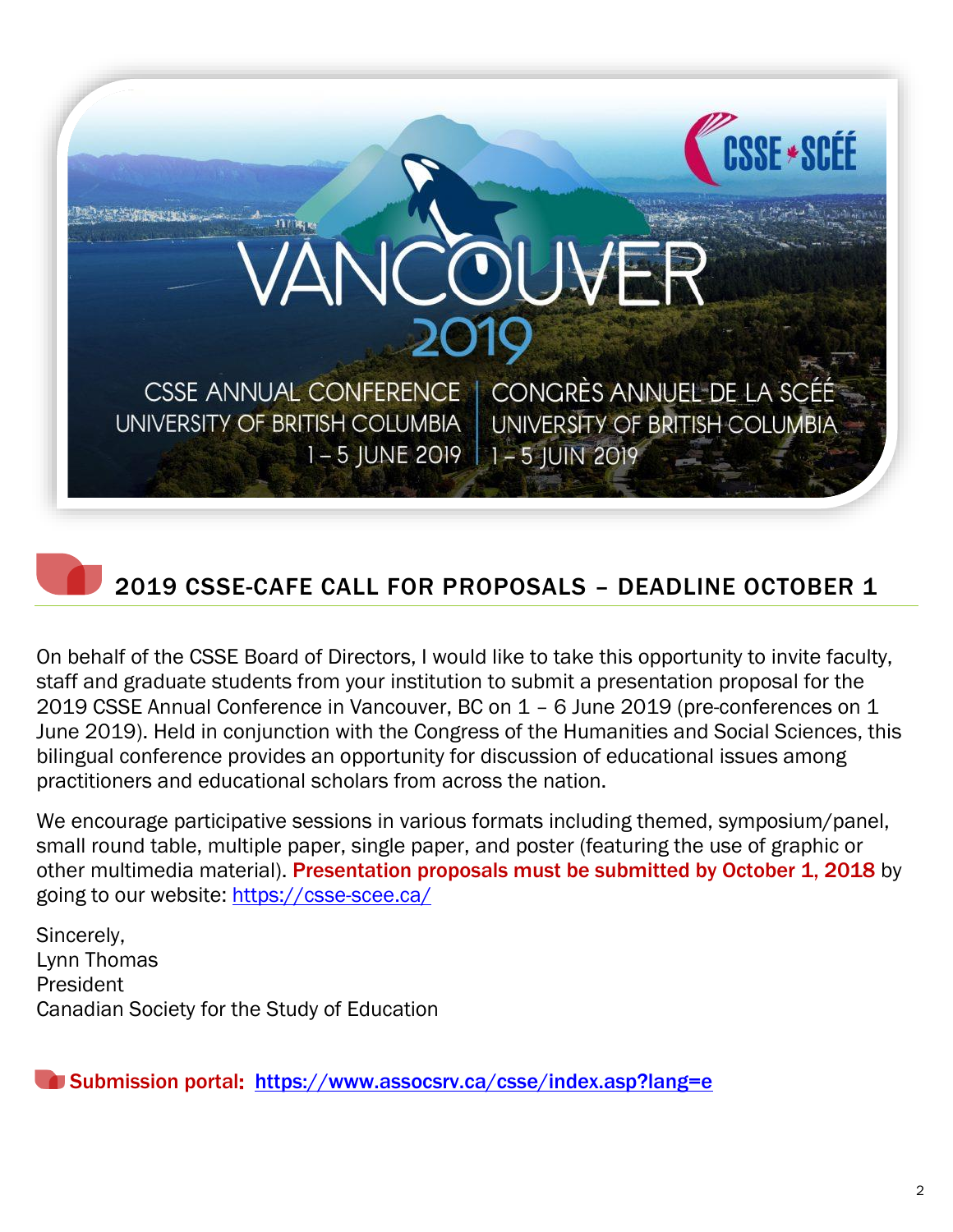VANCOUVER 2019

CSSE ANNUAL CONFERENCE | CONGRÈS ANNUEL DE LA SCÉÉ
UNIVERSITY OF BRITISH COLUMBIA | UNIVERSITY OF BRITISH COLUMBIA
1 – 5 JUNE 2019 | 1 – 5 JUIN 2019

## 2019 CSSE-CAFE CALL FOR PROPOSALS – DEADLINE OCTOBER 1

On behalf of the CSSE Board of Directors, I would like to take this opportunity to invite faculty, staff and graduate students from your institution to submit a presentation proposal for the 2019 CSSE Annual Conference in Vancouver, BC on 1 – 6 June 2019 (pre-conferences on 1 June 2019). Held in conjunction with the Congress of the Humanities and Social Sciences, this bilingual conference provides an opportunity for discussion of educational issues among practitioners and educational scholars from across the nation.

We encourage participative sessions in various formats including themed, symposium/panel, small round table, multiple paper, single paper, and poster (featuring the use of graphic or other multimedia material). **Presentation proposals must be submitted by October 1, 2018** by going to our website: https://csse-scee.ca/

Sincerely,
Lynn Thomas
President
Canadian Society for the Study of Education

**Submission portal:** https://www.assocsrv.ca/csse/index.asp?lang=e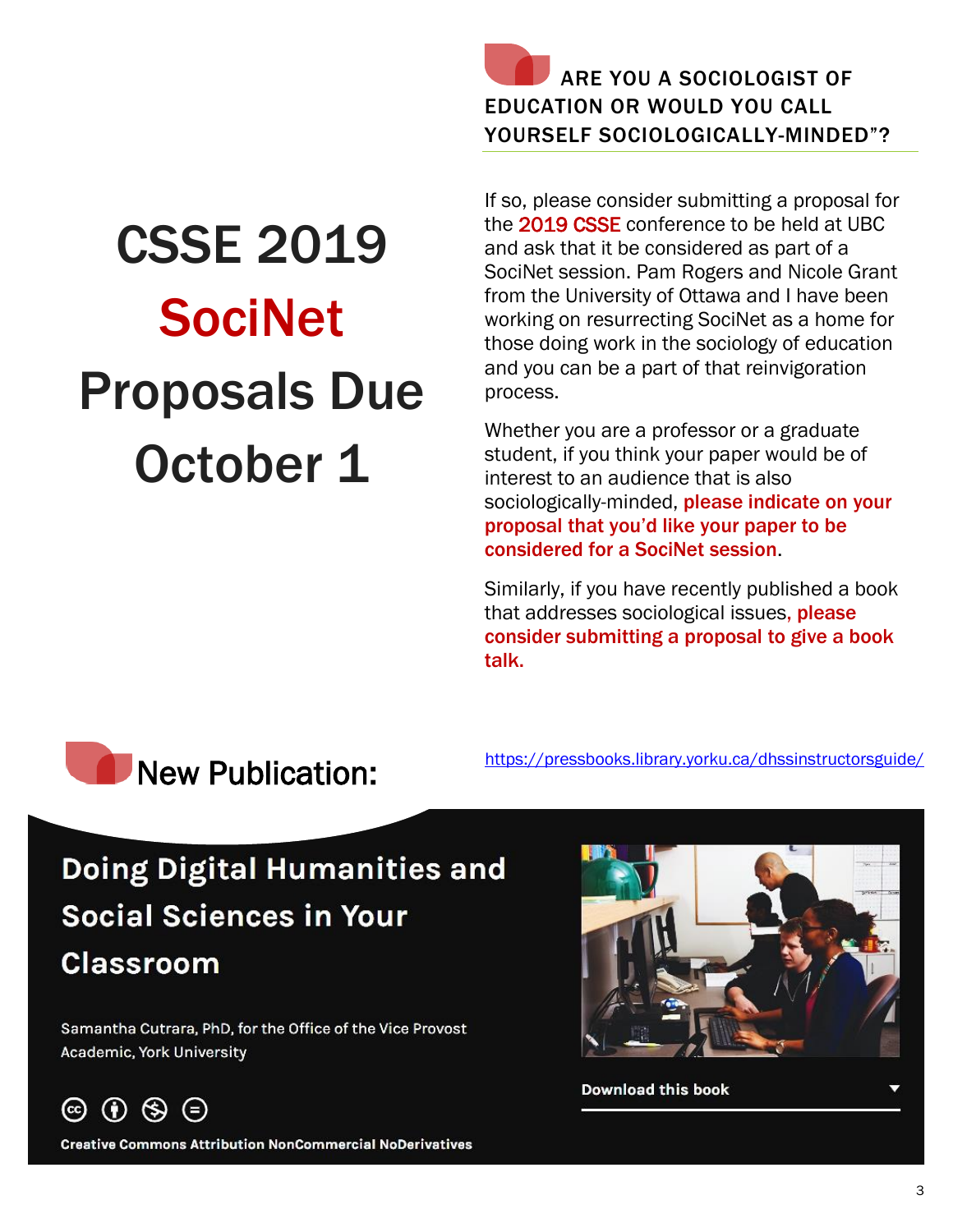# CSSE 2019 SociNet Proposals Due October 1

## ARE YOU A SOCIOLOGIST OF EDUCATION OR WOULD YOU CALL YOURSELF SOCIOLOGICALLY-MINDED"?

If so, please consider submitting a proposal for the 2019 CSSE conference to be held at UBC and ask that it be considered as part of a SociNet session. Pam Rogers and Nicole Grant from the University of Ottawa and I have been working on resurrecting SociNet as a home for those doing work in the sociology of education and you can be a part of that reinvigoration process.

Whether you are a professor or a graduate student, if you think your paper would be of interest to an audience that is also sociologically-minded, **please indicate on your proposal that you'd like your paper to be considered for a SociNet session**.

Similarly, if you have recently published a book that addresses sociological issues, **please consider submitting a proposal to give a book talk.**

## New Publication:

https://pressbooks.library.yorku.ca/dhssinstructorsguide/

**Doing Digital Humanities and Social Sciences in Your Classroom**

Samantha Cutrara, PhD, for the Office of the Vice Provost Academic, York University

Creative Commons Attribution NonCommercial NoDerivatives

Download this book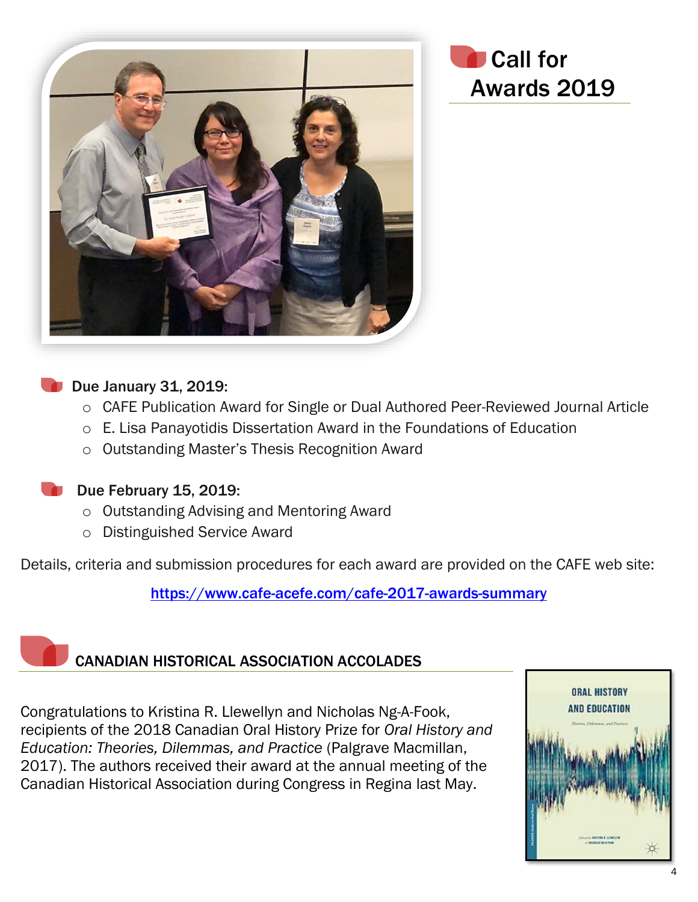# Call for Awards 2019

**Due January 31, 2019:**

- CAFE Publication Award for Single or Dual Authored Peer-Reviewed Journal Article
- E. Lisa Panayotidis Dissertation Award in the Foundations of Education
- Outstanding Master's Thesis Recognition Award

**Due February 15, 2019:**

- Outstanding Advising and Mentoring Award
- Distinguished Service Award

Details, criteria and submission procedures for each award are provided on the CAFE web site:

https://www.cafe-acefe.com/cafe-2017-awards-summary

## CANADIAN HISTORICAL ASSOCIATION ACCOLADES

Congratulations to Kristina R. Llewellyn and Nicholas Ng-A-Fook, recipients of the 2018 Canadian Oral History Prize for *Oral History and Education: Theories, Dilemmas, and Practice* (Palgrave Macmillan, 2017). The authors received their award at the annual meeting of the Canadian Historical Association during Congress in Regina last May.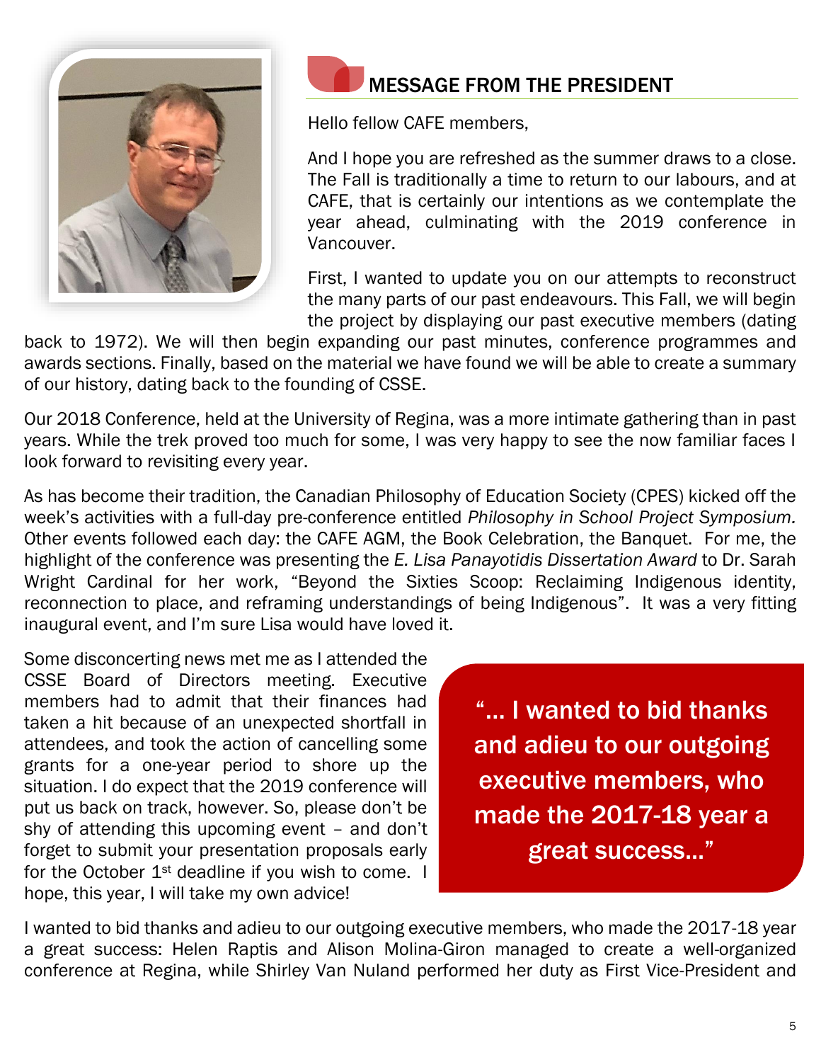## MESSAGE FROM THE PRESIDENT

Hello fellow CAFE members,

And I hope you are refreshed as the summer draws to a close. The Fall is traditionally a time to return to our labours, and at CAFE, that is certainly our intentions as we contemplate the year ahead, culminating with the 2019 conference in Vancouver.

First, I wanted to update you on our attempts to reconstruct the many parts of our past endeavours. This Fall, we will begin the project by displaying our past executive members (dating back to 1972). We will then begin expanding our past minutes, conference programmes and awards sections. Finally, based on the material we have found we will be able to create a summary of our history, dating back to the founding of CSSE.

Our 2018 Conference, held at the University of Regina, was a more intimate gathering than in past years. While the trek proved too much for some, I was very happy to see the now familiar faces I look forward to revisiting every year.

As has become their tradition, the Canadian Philosophy of Education Society (CPES) kicked off the week's activities with a full-day pre-conference entitled *Philosophy in School Project Symposium.* Other events followed each day: the CAFE AGM, the Book Celebration, the Banquet. For me, the highlight of the conference was presenting the *E. Lisa Panayotidis Dissertation Award* to Dr. Sarah Wright Cardinal for her work, "Beyond the Sixties Scoop: Reclaiming Indigenous identity, reconnection to place, and reframing understandings of being Indigenous". It was a very fitting inaugural event, and I'm sure Lisa would have loved it.

Some disconcerting news met me as I attended the CSSE Board of Directors meeting. Executive members had to admit that their finances had taken a hit because of an unexpected shortfall in attendees, and took the action of cancelling some grants for a one-year period to shore up the situation. I do expect that the 2019 conference will put us back on track, however. So, please don't be shy of attending this upcoming event – and don't forget to submit your presentation proposals early for the October 1st deadline if you wish to come. I hope, this year, I will take my own advice!

> **"… I wanted to bid thanks and adieu to our outgoing executive members, who made the 2017-18 year a great success…"**

I wanted to bid thanks and adieu to our outgoing executive members, who made the 2017-18 year a great success: Helen Raptis and Alison Molina-Giron managed to create a well-organized conference at Regina, while Shirley Van Nuland performed her duty as First Vice-President and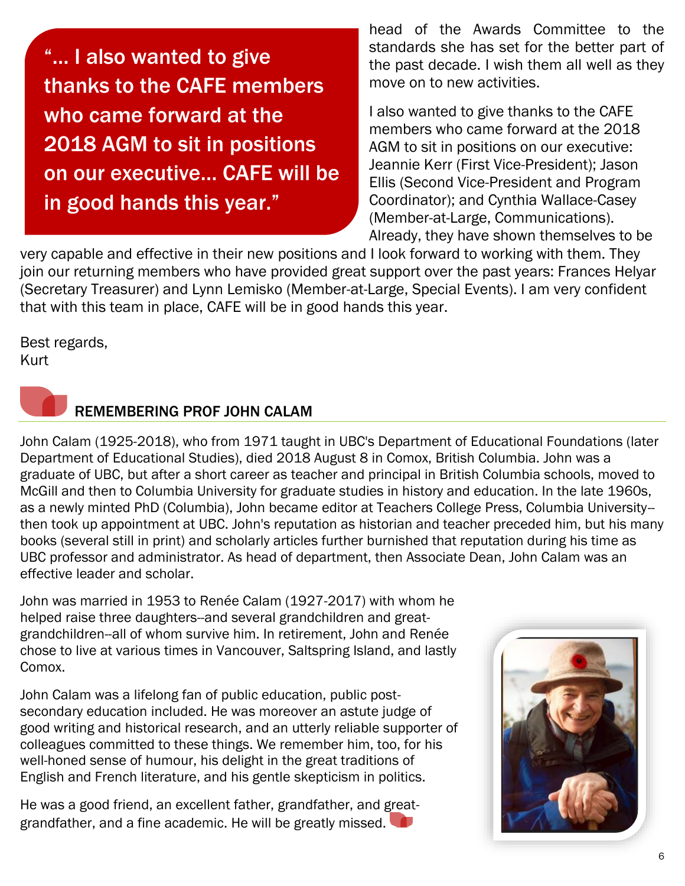> "… I also wanted to give thanks to the CAFE members who came forward at the 2018 AGM to sit in positions on our executive… CAFE will be in good hands this year."

head of the Awards Committee to the standards she has set for the better part of the past decade. I wish them all well as they move on to new activities.

I also wanted to give thanks to the CAFE members who came forward at the 2018 AGM to sit in positions on our executive: Jeannie Kerr (First Vice-President); Jason Ellis (Second Vice-President and Program Coordinator); and Cynthia Wallace-Casey (Member-at-Large, Communications). Already, they have shown themselves to be very capable and effective in their new positions and I look forward to working with them. They join our returning members who have provided great support over the past years: Frances Helyar (Secretary Treasurer) and Lynn Lemisko (Member-at-Large, Special Events). I am very confident that with this team in place, CAFE will be in good hands this year.

Best regards,
Kurt

## REMEMBERING PROF JOHN CALAM

John Calam (1925-2018), who from 1971 taught in UBC's Department of Educational Foundations (later Department of Educational Studies), died 2018 August 8 in Comox, British Columbia. John was a graduate of UBC, but after a short career as teacher and principal in British Columbia schools, moved to McGill and then to Columbia University for graduate studies in history and education. In the late 1960s, as a newly minted PhD (Columbia), John became editor at Teachers College Press, Columbia University--then took up appointment at UBC. John's reputation as historian and teacher preceded him, but his many books (several still in print) and scholarly articles further burnished that reputation during his time as UBC professor and administrator. As head of department, then Associate Dean, John Calam was an effective leader and scholar.

John was married in 1953 to Renée Calam (1927-2017) with whom he helped raise three daughters--and several grandchildren and great-grandchildren--all of whom survive him. In retirement, John and Renée chose to live at various times in Vancouver, Saltspring Island, and lastly Comox.

John Calam was a lifelong fan of public education, public post-secondary education included. He was moreover an astute judge of good writing and historical research, and an utterly reliable supporter of colleagues committed to these things. We remember him, too, for his well-honed sense of humour, his delight in the great traditions of English and French literature, and his gentle skepticism in politics.

He was a good friend, an excellent father, grandfather, and great-grandfather, and a fine academic. He will be greatly missed.